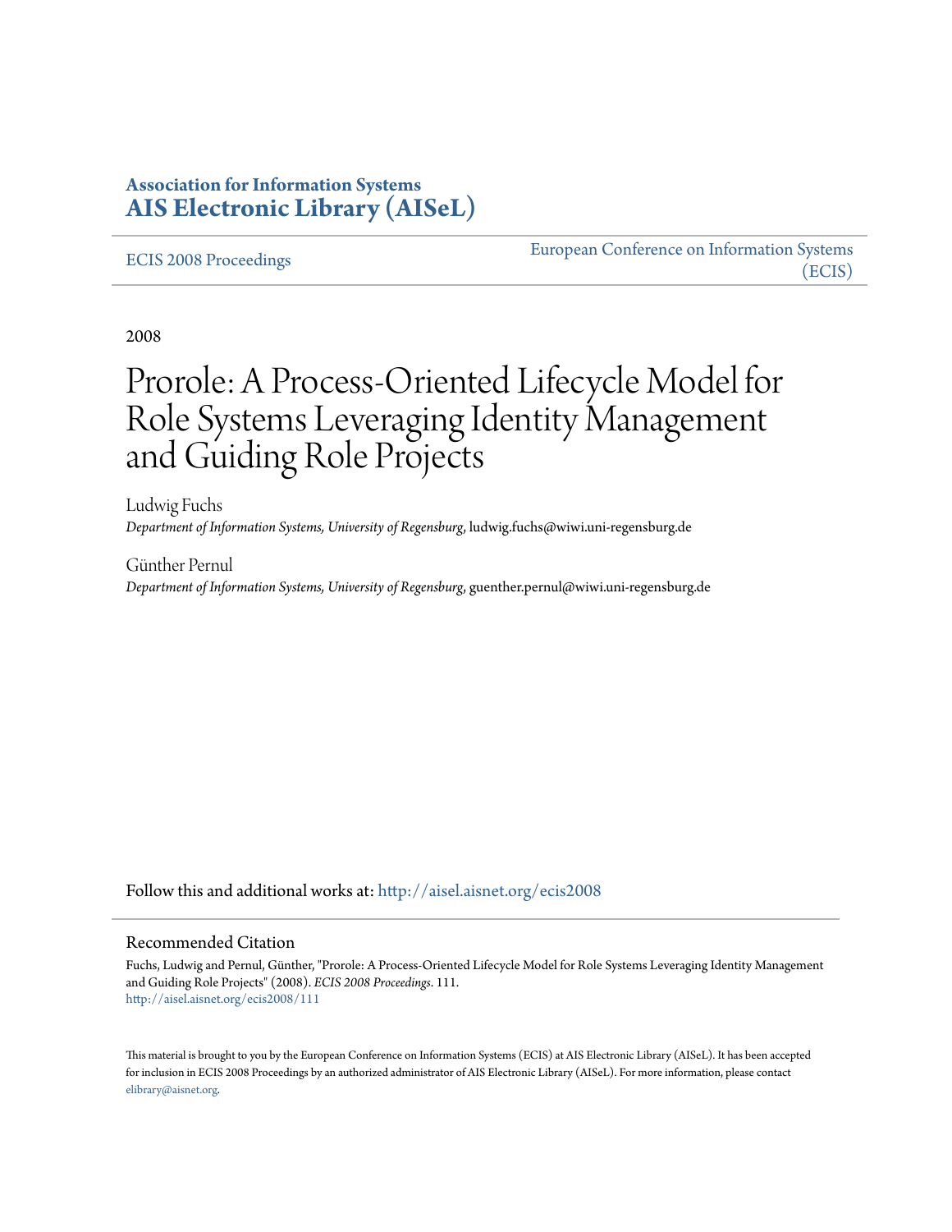**Association for Information Systems**
**AIS Electronic Library (AISeL)**

ECIS 2008 Proceedings

European Conference on Information Systems (ECIS)

2008

# Prorole: A Process-Oriented Lifecycle Model for Role Systems Leveraging Identity Management and Guiding Role Projects

Ludwig Fuchs
*Department of Information Systems, University of Regensburg*, ludwig.fuchs@wiwi.uni-regensburg.de

Günther Pernul
*Department of Information Systems, University of Regensburg*, guenther.pernul@wiwi.uni-regensburg.de

Follow this and additional works at: http://aisel.aisnet.org/ecis2008

## Recommended Citation

Fuchs, Ludwig and Pernul, Günther, "Prorole: A Process-Oriented Lifecycle Model for Role Systems Leveraging Identity Management and Guiding Role Projects" (2008). *ECIS 2008 Proceedings*. 111.
http://aisel.aisnet.org/ecis2008/111

This material is brought to you by the European Conference on Information Systems (ECIS) at AIS Electronic Library (AISeL). It has been accepted for inclusion in ECIS 2008 Proceedings by an authorized administrator of AIS Electronic Library (AISeL). For more information, please contact elibrary@aisnet.org.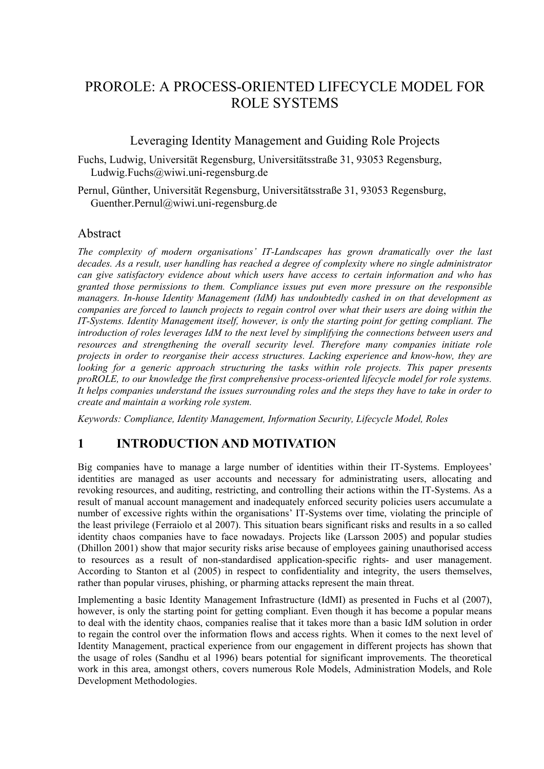# PROROLE: A PROCESS-ORIENTED LIFECYCLE MODEL FOR ROLE SYSTEMS

## Leveraging Identity Management and Guiding Role Projects

Fuchs, Ludwig, Universität Regensburg, Universitätsstraße 31, 93053 Regensburg, Ludwig.Fuchs@wiwi.uni-regensburg.de

Pernul, Günther, Universität Regensburg, Universitätsstraße 31, 93053 Regensburg, Guenther.Pernul@wiwi.uni-regensburg.de

## Abstract

*The complexity of modern organisations' IT-Landscapes has grown dramatically over the last decades. As a result, user handling has reached a degree of complexity where no single administrator can give satisfactory evidence about which users have access to certain information and who has granted those permissions to them. Compliance issues put even more pressure on the responsible managers. In-house Identity Management (IdM) has undoubtedly cashed in on that development as companies are forced to launch projects to regain control over what their users are doing within the IT-Systems. Identity Management itself, however, is only the starting point for getting compliant. The introduction of roles leverages IdM to the next level by simplifying the connections between users and resources and strengthening the overall security level. Therefore many companies initiate role projects in order to reorganise their access structures. Lacking experience and know-how, they are looking for a generic approach structuring the tasks within role projects. This paper presents proROLE, to our knowledge the first comprehensive process-oriented lifecycle model for role systems. It helps companies understand the issues surrounding roles and the steps they have to take in order to create and maintain a working role system.*

*Keywords: Compliance, Identity Management, Information Security, Lifecycle Model, Roles*

## 1 INTRODUCTION AND MOTIVATION

Big companies have to manage a large number of identities within their IT-Systems. Employees' identities are managed as user accounts and necessary for administrating users, allocating and revoking resources, and auditing, restricting, and controlling their actions within the IT-Systems. As a result of manual account management and inadequately enforced security policies users accumulate a number of excessive rights within the organisations' IT-Systems over time, violating the principle of the least privilege (Ferraiolo et al 2007). This situation bears significant risks and results in a so called identity chaos companies have to face nowadays. Projects like (Larsson 2005) and popular studies (Dhillon 2001) show that major security risks arise because of employees gaining unauthorised access to resources as a result of non-standardised application-specific rights- and user management. According to Stanton et al (2005) in respect to confidentiality and integrity, the users themselves, rather than popular viruses, phishing, or pharming attacks represent the main threat.

Implementing a basic Identity Management Infrastructure (IdMI) as presented in Fuchs et al (2007), however, is only the starting point for getting compliant. Even though it has become a popular means to deal with the identity chaos, companies realise that it takes more than a basic IdM solution in order to regain the control over the information flows and access rights. When it comes to the next level of Identity Management, practical experience from our engagement in different projects has shown that the usage of roles (Sandhu et al 1996) bears potential for significant improvements. The theoretical work in this area, amongst others, covers numerous Role Models, Administration Models, and Role Development Methodologies.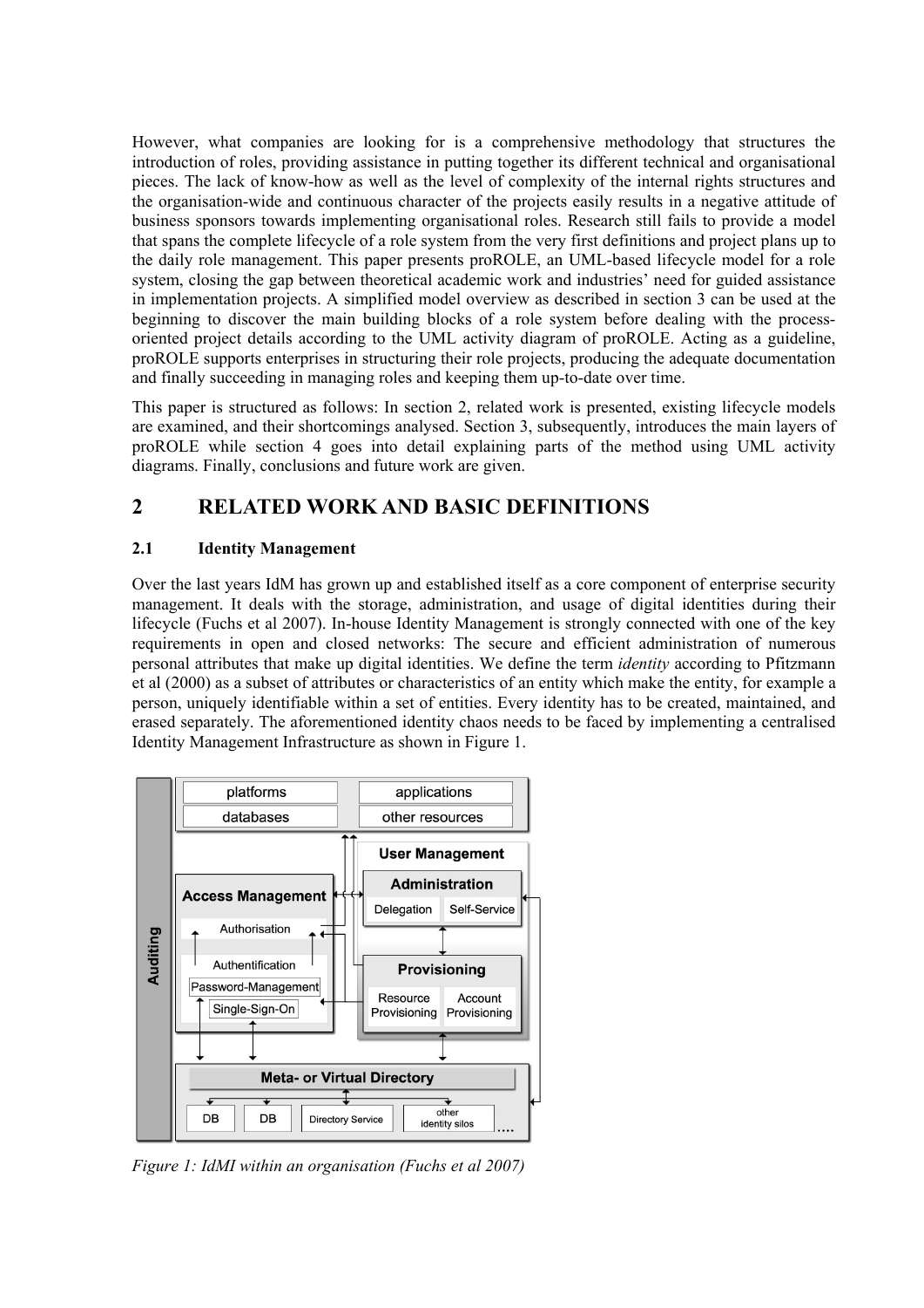However, what companies are looking for is a comprehensive methodology that structures the introduction of roles, providing assistance in putting together its different technical and organisational pieces. The lack of know-how as well as the level of complexity of the internal rights structures and the organisation-wide and continuous character of the projects easily results in a negative attitude of business sponsors towards implementing organisational roles. Research still fails to provide a model that spans the complete lifecycle of a role system from the very first definitions and project plans up to the daily role management. This paper presents proROLE, an UML-based lifecycle model for a role system, closing the gap between theoretical academic work and industries' need for guided assistance in implementation projects. A simplified model overview as described in section 3 can be used at the beginning to discover the main building blocks of a role system before dealing with the process-oriented project details according to the UML activity diagram of proROLE. Acting as a guideline, proROLE supports enterprises in structuring their role projects, producing the adequate documentation and finally succeeding in managing roles and keeping them up-to-date over time.

This paper is structured as follows: In section 2, related work is presented, existing lifecycle models are examined, and their shortcomings analysed. Section 3, subsequently, introduces the main layers of proROLE while section 4 goes into detail explaining parts of the method using UML activity diagrams. Finally, conclusions and future work are given.

# 2 RELATED WORK AND BASIC DEFINITIONS

## 2.1 Identity Management

Over the last years IdM has grown up and established itself as a core component of enterprise security management. It deals with the storage, administration, and usage of digital identities during their lifecycle (Fuchs et al 2007). In-house Identity Management is strongly connected with one of the key requirements in open and closed networks: The secure and efficient administration of numerous personal attributes that make up digital identities. We define the term *identity* according to Pfitzmann et al (2000) as a subset of attributes or characteristics of an entity which make the entity, for example a person, uniquely identifiable within a set of entities. Every identity has to be created, maintained, and erased separately. The aforementioned identity chaos needs to be faced by implementing a centralised Identity Management Infrastructure as shown in Figure 1.

*Figure 1: IdMI within an organisation (Fuchs et al 2007)*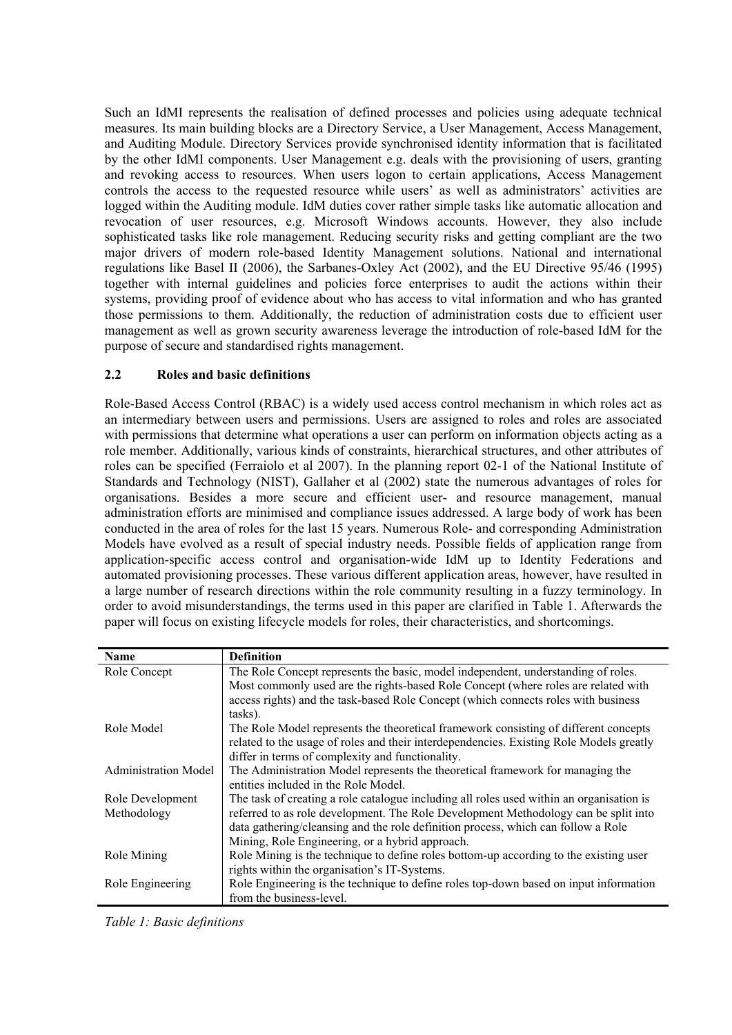Such an IdMI represents the realisation of defined processes and policies using adequate technical measures. Its main building blocks are a Directory Service, a User Management, Access Management, and Auditing Module. Directory Services provide synchronised identity information that is facilitated by the other IdMI components. User Management e.g. deals with the provisioning of users, granting and revoking access to resources. When users logon to certain applications, Access Management controls the access to the requested resource while users' as well as administrators' activities are logged within the Auditing module. IdM duties cover rather simple tasks like automatic allocation and revocation of user resources, e.g. Microsoft Windows accounts. However, they also include sophisticated tasks like role management. Reducing security risks and getting compliant are the two major drivers of modern role-based Identity Management solutions. National and international regulations like Basel II (2006), the Sarbanes-Oxley Act (2002), and the EU Directive 95/46 (1995) together with internal guidelines and policies force enterprises to audit the actions within their systems, providing proof of evidence about who has access to vital information and who has granted those permissions to them. Additionally, the reduction of administration costs due to efficient user management as well as grown security awareness leverage the introduction of role-based IdM for the purpose of secure and standardised rights management.

### 2.2 Roles and basic definitions

Role-Based Access Control (RBAC) is a widely used access control mechanism in which roles act as an intermediary between users and permissions. Users are assigned to roles and roles are associated with permissions that determine what operations a user can perform on information objects acting as a role member. Additionally, various kinds of constraints, hierarchical structures, and other attributes of roles can be specified (Ferraiolo et al 2007). In the planning report 02-1 of the National Institute of Standards and Technology (NIST), Gallaher et al (2002) state the numerous advantages of roles for organisations. Besides a more secure and efficient user- and resource management, manual administration efforts are minimised and compliance issues addressed. A large body of work has been conducted in the area of roles for the last 15 years. Numerous Role- and corresponding Administration Models have evolved as a result of special industry needs. Possible fields of application range from application-specific access control and organisation-wide IdM up to Identity Federations and automated provisioning processes. These various different application areas, however, have resulted in a large number of research directions within the role community resulting in a fuzzy terminology. In order to avoid misunderstandings, the terms used in this paper are clarified in Table 1. Afterwards the paper will focus on existing lifecycle models for roles, their characteristics, and shortcomings.

| Name | Definition |
|---|---|
| Role Concept | The Role Concept represents the basic, model independent, understanding of roles. Most commonly used are the rights-based Role Concept (where roles are related with access rights) and the task-based Role Concept (which connects roles with business tasks). |
| Role Model | The Role Model represents the theoretical framework consisting of different concepts related to the usage of roles and their interdependencies. Existing Role Models greatly differ in terms of complexity and functionality. |
| Administration Model | The Administration Model represents the theoretical framework for managing the entities included in the Role Model. |
| Role Development Methodology | The task of creating a role catalogue including all roles used within an organisation is referred to as role development. The Role Development Methodology can be split into data gathering/cleansing and the role definition process, which can follow a Role Mining, Role Engineering, or a hybrid approach. |
| Role Mining | Role Mining is the technique to define roles bottom-up according to the existing user rights within the organisation's IT-Systems. |
| Role Engineering | Role Engineering is the technique to define roles top-down based on input information from the business-level. |

*Table 1: Basic definitions*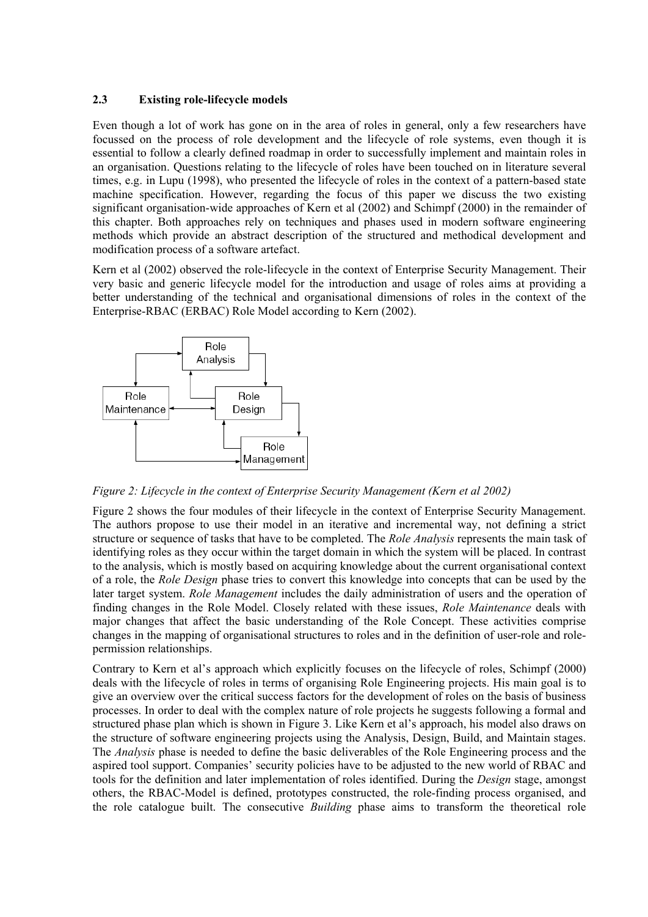### 2.3 Existing role-lifecycle models

Even though a lot of work has gone on in the area of roles in general, only a few researchers have focussed on the process of role development and the lifecycle of role systems, even though it is essential to follow a clearly defined roadmap in order to successfully implement and maintain roles in an organisation. Questions relating to the lifecycle of roles have been touched on in literature several times, e.g. in Lupu (1998), who presented the lifecycle of roles in the context of a pattern-based state machine specification. However, regarding the focus of this paper we discuss the two existing significant organisation-wide approaches of Kern et al (2002) and Schimpf (2000) in the remainder of this chapter. Both approaches rely on techniques and phases used in modern software engineering methods which provide an abstract description of the structured and methodical development and modification process of a software artefact.

Kern et al (2002) observed the role-lifecycle in the context of Enterprise Security Management. Their very basic and generic lifecycle model for the introduction and usage of roles aims at providing a better understanding of the technical and organisational dimensions of roles in the context of the Enterprise-RBAC (ERBAC) Role Model according to Kern (2002).

*Figure 2: Lifecycle in the context of Enterprise Security Management (Kern et al 2002)*

Figure 2 shows the four modules of their lifecycle in the context of Enterprise Security Management. The authors propose to use their model in an iterative and incremental way, not defining a strict structure or sequence of tasks that have to be completed. The *Role Analysis* represents the main task of identifying roles as they occur within the target domain in which the system will be placed. In contrast to the analysis, which is mostly based on acquiring knowledge about the current organisational context of a role, the *Role Design* phase tries to convert this knowledge into concepts that can be used by the later target system. *Role Management* includes the daily administration of users and the operation of finding changes in the Role Model. Closely related with these issues, *Role Maintenance* deals with major changes that affect the basic understanding of the Role Concept. These activities comprise changes in the mapping of organisational structures to roles and in the definition of user-role and role-permission relationships.

Contrary to Kern et al's approach which explicitly focuses on the lifecycle of roles, Schimpf (2000) deals with the lifecycle of roles in terms of organising Role Engineering projects. His main goal is to give an overview over the critical success factors for the development of roles on the basis of business processes. In order to deal with the complex nature of role projects he suggests following a formal and structured phase plan which is shown in Figure 3. Like Kern et al's approach, his model also draws on the structure of software engineering projects using the Analysis, Design, Build, and Maintain stages. The *Analysis* phase is needed to define the basic deliverables of the Role Engineering process and the aspired tool support. Companies' security policies have to be adjusted to the new world of RBAC and tools for the definition and later implementation of roles identified. During the *Design* stage, amongst others, the RBAC-Model is defined, prototypes constructed, the role-finding process organised, and the role catalogue built. The consecutive *Building* phase aims to transform the theoretical role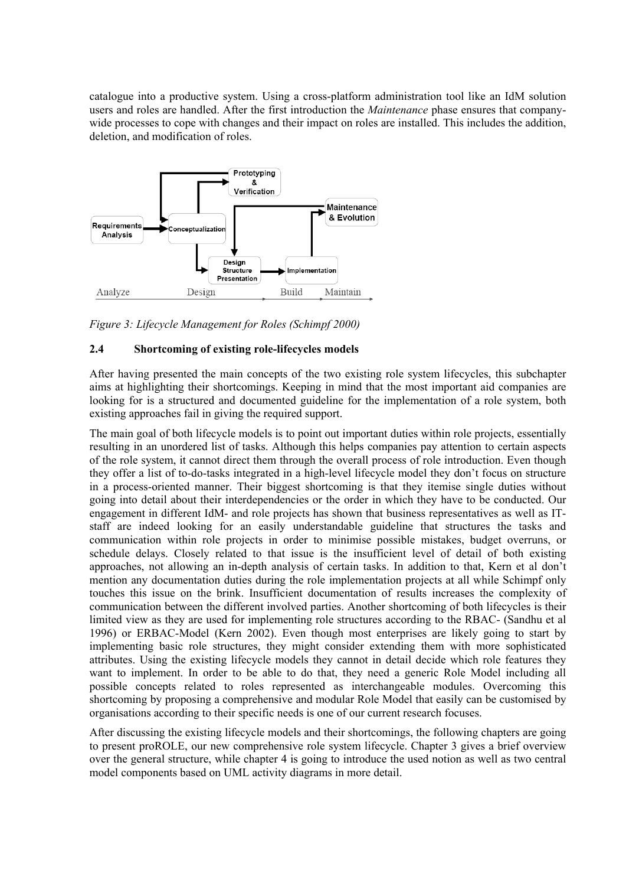catalogue into a productive system. Using a cross-platform administration tool like an IdM solution users and roles are handled. After the first introduction the *Maintenance* phase ensures that company-wide processes to cope with changes and their impact on roles are installed. This includes the addition, deletion, and modification of roles.

*Figure 3: Lifecycle Management for Roles (Schimpf 2000)*

### 2.4 Shortcoming of existing role-lifecycles models

After having presented the main concepts of the two existing role system lifecycles, this subchapter aims at highlighting their shortcomings. Keeping in mind that the most important aid companies are looking for is a structured and documented guideline for the implementation of a role system, both existing approaches fail in giving the required support.

The main goal of both lifecycle models is to point out important duties within role projects, essentially resulting in an unordered list of tasks. Although this helps companies pay attention to certain aspects of the role system, it cannot direct them through the overall process of role introduction. Even though they offer a list of to-do-tasks integrated in a high-level lifecycle model they don't focus on structure in a process-oriented manner. Their biggest shortcoming is that they itemise single duties without going into detail about their interdependencies or the order in which they have to be conducted. Our engagement in different IdM- and role projects has shown that business representatives as well as IT-staff are indeed looking for an easily understandable guideline that structures the tasks and communication within role projects in order to minimise possible mistakes, budget overruns, or schedule delays. Closely related to that issue is the insufficient level of detail of both existing approaches, not allowing an in-depth analysis of certain tasks. In addition to that, Kern et al don't mention any documentation duties during the role implementation projects at all while Schimpf only touches this issue on the brink. Insufficient documentation of results increases the complexity of communication between the different involved parties. Another shortcoming of both lifecycles is their limited view as they are used for implementing role structures according to the RBAC- (Sandhu et al 1996) or ERBAC-Model (Kern 2002). Even though most enterprises are likely going to start by implementing basic role structures, they might consider extending them with more sophisticated attributes. Using the existing lifecycle models they cannot in detail decide which role features they want to implement. In order to be able to do that, they need a generic Role Model including all possible concepts related to roles represented as interchangeable modules. Overcoming this shortcoming by proposing a comprehensive and modular Role Model that easily can be customised by organisations according to their specific needs is one of our current research focuses.

After discussing the existing lifecycle models and their shortcomings, the following chapters are going to present proROLE, our new comprehensive role system lifecycle. Chapter 3 gives a brief overview over the general structure, while chapter 4 is going to introduce the used notion as well as two central model components based on UML activity diagrams in more detail.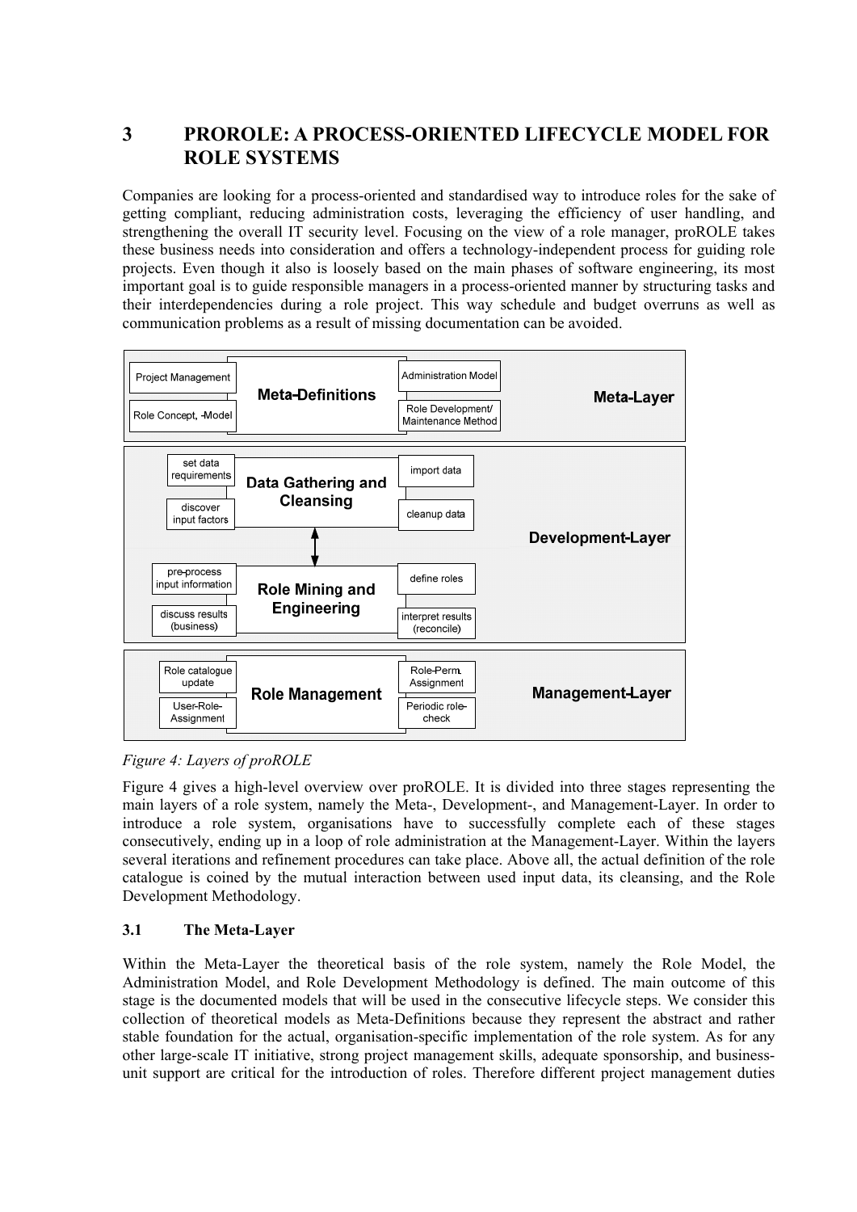# 3 PROROLE: A PROCESS-ORIENTED LIFECYCLE MODEL FOR ROLE SYSTEMS

Companies are looking for a process-oriented and standardised way to introduce roles for the sake of getting compliant, reducing administration costs, leveraging the efficiency of user handling, and strengthening the overall IT security level. Focusing on the view of a role manager, proROLE takes these business needs into consideration and offers a technology-independent process for guiding role projects. Even though it also is loosely based on the main phases of software engineering, its most important goal is to guide responsible managers in a process-oriented manner by structuring tasks and their interdependencies during a role project. This way schedule and budget overruns as well as communication problems as a result of missing documentation can be avoided.

*Figure 4: Layers of proROLE*

Figure 4 gives a high-level overview over proROLE. It is divided into three stages representing the main layers of a role system, namely the Meta-, Development-, and Management-Layer. In order to introduce a role system, organisations have to successfully complete each of these stages consecutively, ending up in a loop of role administration at the Management-Layer. Within the layers several iterations and refinement procedures can take place. Above all, the actual definition of the role catalogue is coined by the mutual interaction between used input data, its cleansing, and the Role Development Methodology.

## 3.1 The Meta-Layer

Within the Meta-Layer the theoretical basis of the role system, namely the Role Model, the Administration Model, and Role Development Methodology is defined. The main outcome of this stage is the documented models that will be used in the consecutive lifecycle steps. We consider this collection of theoretical models as Meta-Definitions because they represent the abstract and rather stable foundation for the actual, organisation-specific implementation of the role system. As for any other large-scale IT initiative, strong project management skills, adequate sponsorship, and business-unit support are critical for the introduction of roles. Therefore different project management duties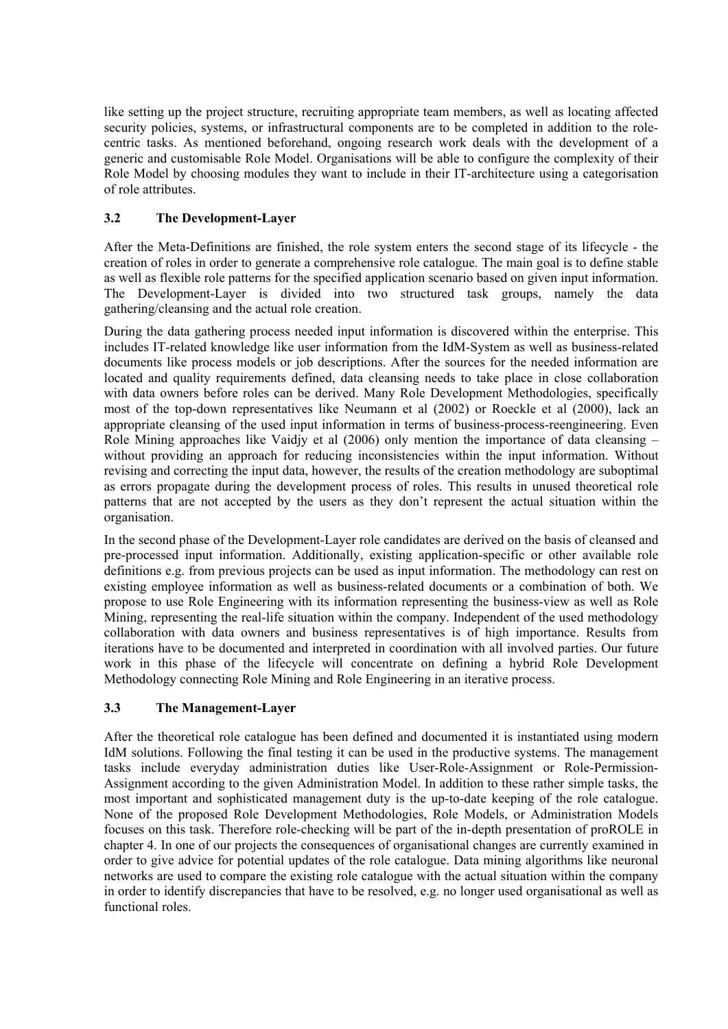like setting up the project structure, recruiting appropriate team members, as well as locating affected security policies, systems, or infrastructural components are to be completed in addition to the role-centric tasks. As mentioned beforehand, ongoing research work deals with the development of a generic and customisable Role Model. Organisations will be able to configure the complexity of their Role Model by choosing modules they want to include in their IT-architecture using a categorisation of role attributes.

### 3.2 The Development-Layer

After the Meta-Definitions are finished, the role system enters the second stage of its lifecycle - the creation of roles in order to generate a comprehensive role catalogue. The main goal is to define stable as well as flexible role patterns for the specified application scenario based on given input information. The Development-Layer is divided into two structured task groups, namely the data gathering/cleansing and the actual role creation.

During the data gathering process needed input information is discovered within the enterprise. This includes IT-related knowledge like user information from the IdM-System as well as business-related documents like process models or job descriptions. After the sources for the needed information are located and quality requirements defined, data cleansing needs to take place in close collaboration with data owners before roles can be derived. Many Role Development Methodologies, specifically most of the top-down representatives like Neumann et al (2002) or Roeckle et al (2000), lack an appropriate cleansing of the used input information in terms of business-process-reengineering. Even Role Mining approaches like Vaidjy et al (2006) only mention the importance of data cleansing – without providing an approach for reducing inconsistencies within the input information. Without revising and correcting the input data, however, the results of the creation methodology are suboptimal as errors propagate during the development process of roles. This results in unused theoretical role patterns that are not accepted by the users as they don't represent the actual situation within the organisation.

In the second phase of the Development-Layer role candidates are derived on the basis of cleansed and pre-processed input information. Additionally, existing application-specific or other available role definitions e.g. from previous projects can be used as input information. The methodology can rest on existing employee information as well as business-related documents or a combination of both. We propose to use Role Engineering with its information representing the business-view as well as Role Mining, representing the real-life situation within the company. Independent of the used methodology collaboration with data owners and business representatives is of high importance. Results from iterations have to be documented and interpreted in coordination with all involved parties. Our future work in this phase of the lifecycle will concentrate on defining a hybrid Role Development Methodology connecting Role Mining and Role Engineering in an iterative process.

### 3.3 The Management-Layer

After the theoretical role catalogue has been defined and documented it is instantiated using modern IdM solutions. Following the final testing it can be used in the productive systems. The management tasks include everyday administration duties like User-Role-Assignment or Role-Permission-Assignment according to the given Administration Model. In addition to these rather simple tasks, the most important and sophisticated management duty is the up-to-date keeping of the role catalogue. None of the proposed Role Development Methodologies, Role Models, or Administration Models focuses on this task. Therefore role-checking will be part of the in-depth presentation of proROLE in chapter 4. In one of our projects the consequences of organisational changes are currently examined in order to give advice for potential updates of the role catalogue. Data mining algorithms like neuronal networks are used to compare the existing role catalogue with the actual situation within the company in order to identify discrepancies that have to be resolved, e.g. no longer used organisational as well as functional roles.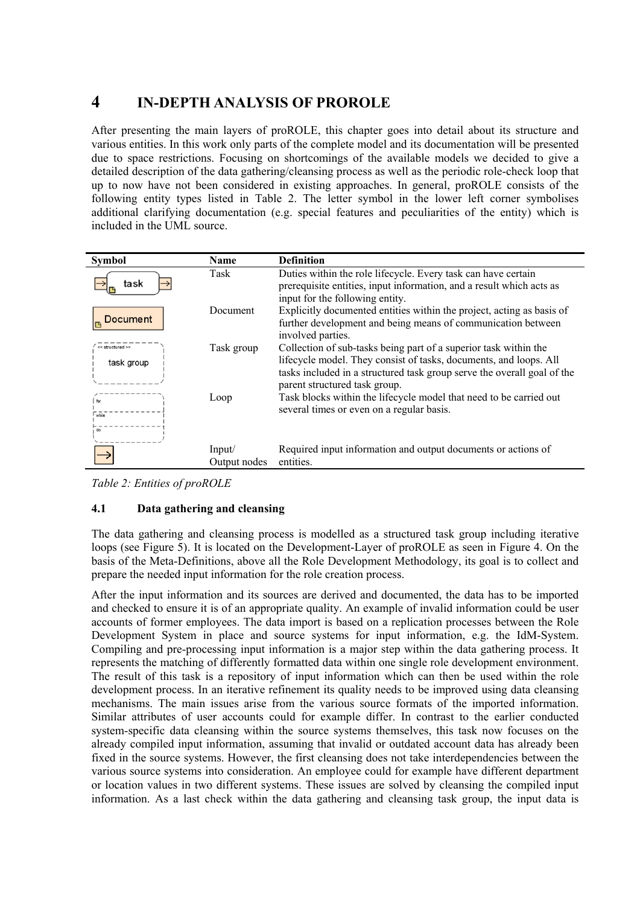# 4 IN-DEPTH ANALYSIS OF PROROLE

After presenting the main layers of proROLE, this chapter goes into detail about its structure and various entities. In this work only parts of the complete model and its documentation will be presented due to space restrictions. Focusing on shortcomings of the available models we decided to give a detailed description of the data gathering/cleansing process as well as the periodic role-check loop that up to now have not been considered in existing approaches. In general, proROLE consists of the following entity types listed in Table 2. The letter symbol in the lower left corner symbolises additional clarifying documentation (e.g. special features and peculiarities of the entity) which is included in the UML source.

| Symbol | Name | Definition |
|---|---|---|
| task | Task | Duties within the role lifecycle. Every task can have certain prerequisite entities, input information, and a result which acts as input for the following entity. |
| Document | Document | Explicitly documented entities within the project, acting as basis of further development and being means of communication between involved parties. |
| << structured >> task group | Task group | Collection of sub-tasks being part of a superior task within the lifecycle model. They consist of tasks, documents, and loops. All tasks included in a structured task group serve the overall goal of the parent structured task group. |
| for / while / do | Loop | Task blocks within the lifecycle model that need to be carried out several times or even on a regular basis. |
| → | Input/ Output nodes | Required input information and output documents or actions of entities. |

*Table 2: Entities of proROLE*

## 4.1 Data gathering and cleansing

The data gathering and cleansing process is modelled as a structured task group including iterative loops (see Figure 5). It is located on the Development-Layer of proROLE as seen in Figure 4. On the basis of the Meta-Definitions, above all the Role Development Methodology, its goal is to collect and prepare the needed input information for the role creation process.

After the input information and its sources are derived and documented, the data has to be imported and checked to ensure it is of an appropriate quality. An example of invalid information could be user accounts of former employees. The data import is based on a replication processes between the Role Development System in place and source systems for input information, e.g. the IdM-System. Compiling and pre-processing input information is a major step within the data gathering process. It represents the matching of differently formatted data within one single role development environment. The result of this task is a repository of input information which can then be used within the role development process. In an iterative refinement its quality needs to be improved using data cleansing mechanisms. The main issues arise from the various source formats of the imported information. Similar attributes of user accounts could for example differ. In contrast to the earlier conducted system-specific data cleansing within the source systems themselves, this task now focuses on the already compiled input information, assuming that invalid or outdated account data has already been fixed in the source systems. However, the first cleansing does not take interdependencies between the various source systems into consideration. An employee could for example have different department or location values in two different systems. These issues are solved by cleansing the compiled input information. As a last check within the data gathering and cleansing task group, the input data is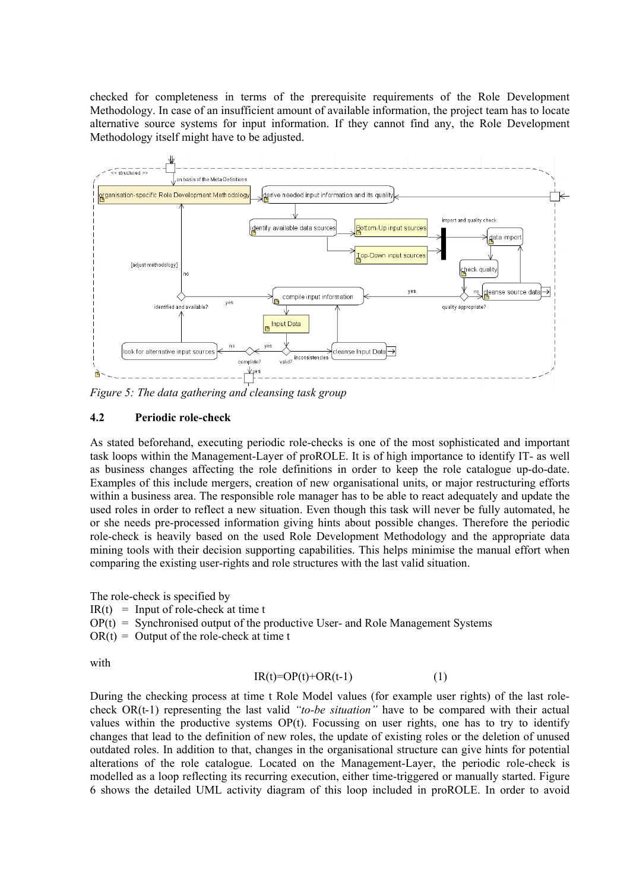checked for completeness in terms of the prerequisite requirements of the Role Development Methodology. In case of an insufficient amount of available information, the project team has to locate alternative source systems for input information. If they cannot find any, the Role Development Methodology itself might have to be adjusted.

*Figure 5: The data gathering and cleansing task group*

### 4.2 Periodic role-check

As stated beforehand, executing periodic role-checks is one of the most sophisticated and important task loops within the Management-Layer of proROLE. It is of high importance to identify IT- as well as business changes affecting the role definitions in order to keep the role catalogue up-do-date. Examples of this include mergers, creation of new organisational units, or major restructuring efforts within a business area. The responsible role manager has to be able to react adequately and update the used roles in order to reflect a new situation. Even though this task will never be fully automated, he or she needs pre-processed information giving hints about possible changes. Therefore the periodic role-check is heavily based on the used Role Development Methodology and the appropriate data mining tools with their decision supporting capabilities. This helps minimise the manual effort when comparing the existing user-rights and role structures with the last valid situation.

The role-check is specified by

$IR(t)$ = Input of role-check at time t
$OP(t)$ = Synchronised output of the productive User- and Role Management Systems
$OR(t)$ = Output of the role-check at time t

with

$$IR(t)=OP(t)+OR(t-1) \qquad (1)$$

During the checking process at time t Role Model values (for example user rights) of the last role-check $OR(t-1)$ representing the last valid *"to-be situation"* have to be compared with their actual values within the productive systems $OP(t)$. Focussing on user rights, one has to try to identify changes that lead to the definition of new roles, the update of existing roles or the deletion of unused outdated roles. In addition to that, changes in the organisational structure can give hints for potential alterations of the role catalogue. Located on the Management-Layer, the periodic role-check is modelled as a loop reflecting its recurring execution, either time-triggered or manually started. Figure 6 shows the detailed UML activity diagram of this loop included in proROLE. In order to avoid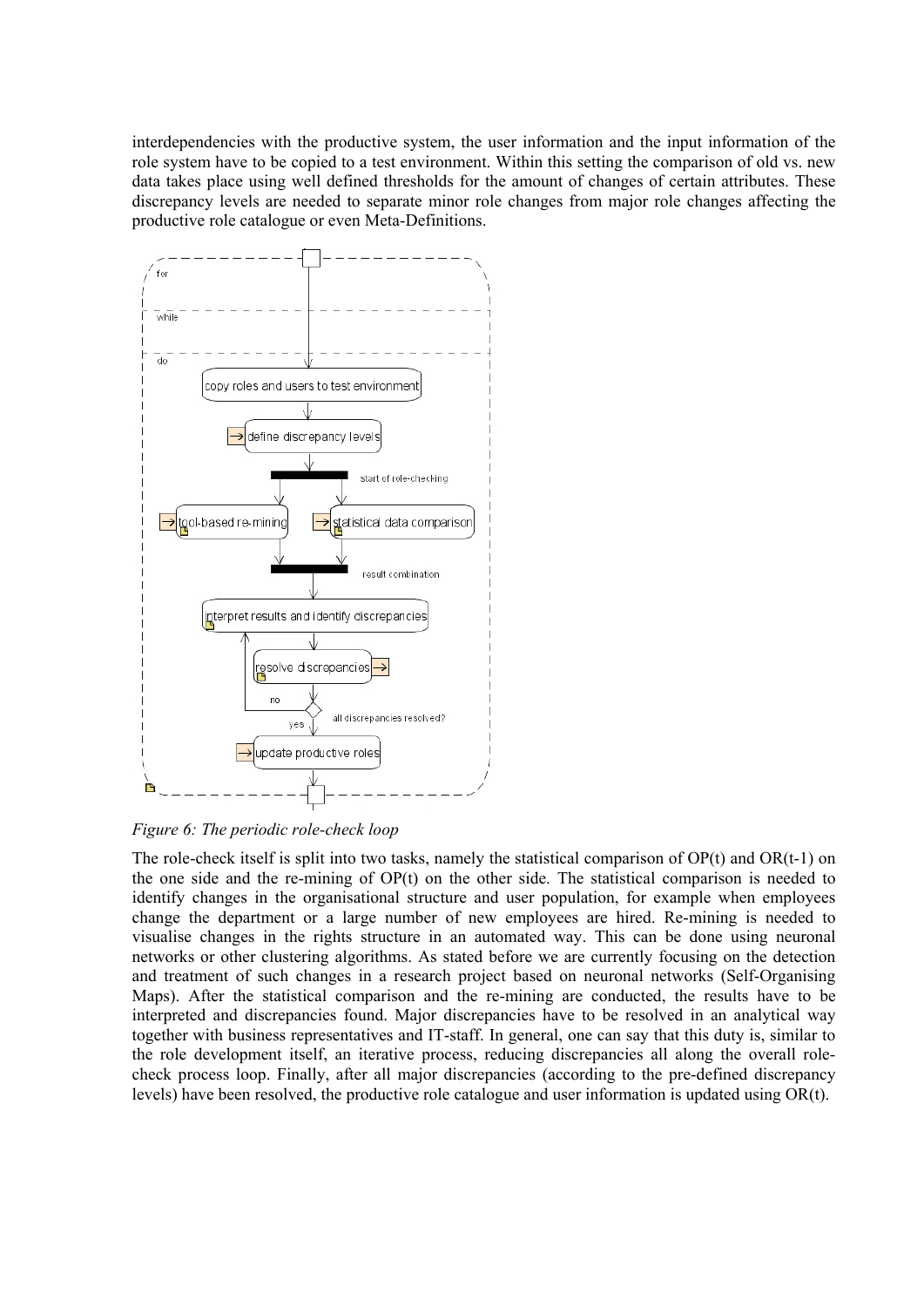interdependencies with the productive system, the user information and the input information of the role system have to be copied to a test environment. Within this setting the comparison of old vs. new data takes place using well defined thresholds for the amount of changes of certain attributes. These discrepancy levels are needed to separate minor role changes from major role changes affecting the productive role catalogue or even Meta-Definitions.

*Figure 6: The periodic role-check loop*

The role-check itself is split into two tasks, namely the statistical comparison of OP(t) and OR(t-1) on the one side and the re-mining of OP(t) on the other side. The statistical comparison is needed to identify changes in the organisational structure and user population, for example when employees change the department or a large number of new employees are hired. Re-mining is needed to visualise changes in the rights structure in an automated way. This can be done using neuronal networks or other clustering algorithms. As stated before we are currently focusing on the detection and treatment of such changes in a research project based on neuronal networks (Self-Organising Maps). After the statistical comparison and the re-mining are conducted, the results have to be interpreted and discrepancies found. Major discrepancies have to be resolved in an analytical way together with business representatives and IT-staff. In general, one can say that this duty is, similar to the role development itself, an iterative process, reducing discrepancies all along the overall role-check process loop. Finally, after all major discrepancies (according to the pre-defined discrepancy levels) have been resolved, the productive role catalogue and user information is updated using OR(t).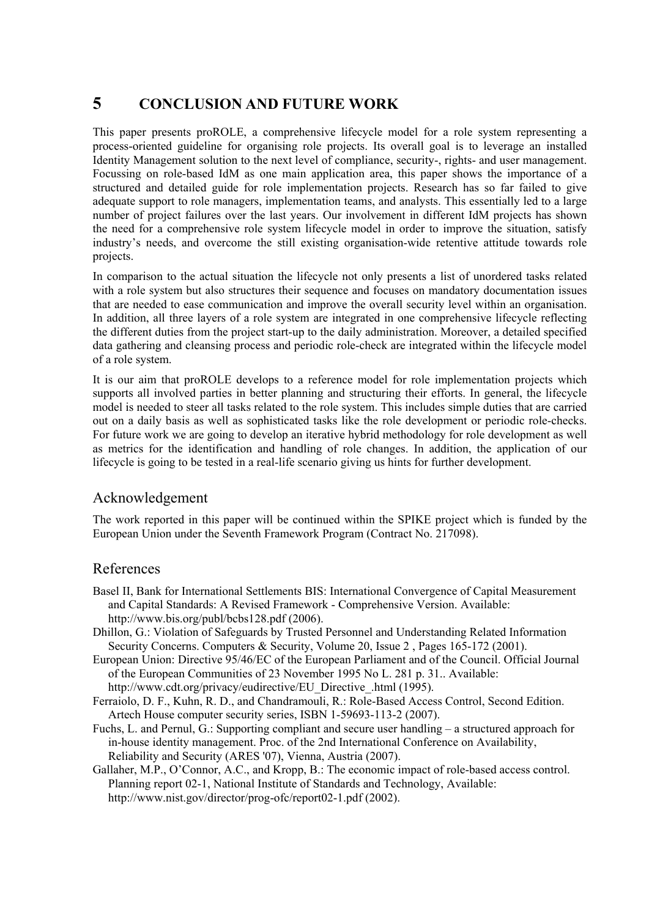# 5 CONCLUSION AND FUTURE WORK

This paper presents proROLE, a comprehensive lifecycle model for a role system representing a process-oriented guideline for organising role projects. Its overall goal is to leverage an installed Identity Management solution to the next level of compliance, security-, rights- and user management. Focussing on role-based IdM as one main application area, this paper shows the importance of a structured and detailed guide for role implementation projects. Research has so far failed to give adequate support to role managers, implementation teams, and analysts. This essentially led to a large number of project failures over the last years. Our involvement in different IdM projects has shown the need for a comprehensive role system lifecycle model in order to improve the situation, satisfy industry's needs, and overcome the still existing organisation-wide retentive attitude towards role projects.

In comparison to the actual situation the lifecycle not only presents a list of unordered tasks related with a role system but also structures their sequence and focuses on mandatory documentation issues that are needed to ease communication and improve the overall security level within an organisation. In addition, all three layers of a role system are integrated in one comprehensive lifecycle reflecting the different duties from the project start-up to the daily administration. Moreover, a detailed specified data gathering and cleansing process and periodic role-check are integrated within the lifecycle model of a role system.

It is our aim that proROLE develops to a reference model for role implementation projects which supports all involved parties in better planning and structuring their efforts. In general, the lifecycle model is needed to steer all tasks related to the role system. This includes simple duties that are carried out on a daily basis as well as sophisticated tasks like the role development or periodic role-checks. For future work we are going to develop an iterative hybrid methodology for role development as well as metrics for the identification and handling of role changes. In addition, the application of our lifecycle is going to be tested in a real-life scenario giving us hints for further development.

## Acknowledgement

The work reported in this paper will be continued within the SPIKE project which is funded by the European Union under the Seventh Framework Program (Contract No. 217098).

## References

Basel II, Bank for International Settlements BIS: International Convergence of Capital Measurement and Capital Standards: A Revised Framework - Comprehensive Version. Available: http://www.bis.org/publ/bcbs128.pdf (2006).

Dhillon, G.: Violation of Safeguards by Trusted Personnel and Understanding Related Information Security Concerns. Computers & Security, Volume 20, Issue 2 , Pages 165-172 (2001).

European Union: Directive 95/46/EC of the European Parliament and of the Council. Official Journal of the European Communities of 23 November 1995 No L. 281 p. 31.. Available: http://www.cdt.org/privacy/eudirective/EU_Directive_.html (1995).

Ferraiolo, D. F., Kuhn, R. D., and Chandramouli, R.: Role-Based Access Control, Second Edition. Artech House computer security series, ISBN 1-59693-113-2 (2007).

Fuchs, L. and Pernul, G.: Supporting compliant and secure user handling – a structured approach for in-house identity management. Proc. of the 2nd International Conference on Availability, Reliability and Security (ARES '07), Vienna, Austria (2007).

Gallaher, M.P., O'Connor, A.C., and Kropp, B.: The economic impact of role-based access control. Planning report 02-1, National Institute of Standards and Technology, Available: http://www.nist.gov/director/prog-ofc/report02-1.pdf (2002).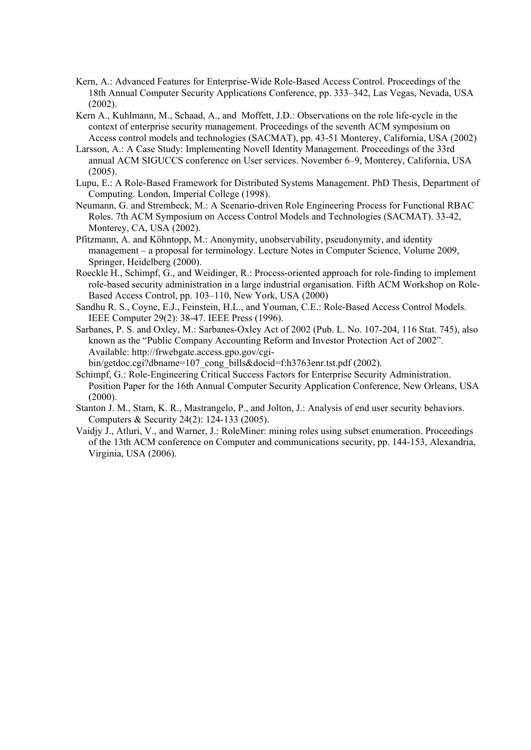Kern, A.: Advanced Features for Enterprise-Wide Role-Based Access Control. Proceedings of the 18th Annual Computer Security Applications Conference, pp. 333–342, Las Vegas, Nevada, USA (2002).

Kern A., Kuhlmann, M., Schaad, A., and Moffett, J.D.: Observations on the role life-cycle in the context of enterprise security management. Proceedings of the seventh ACM symposium on Access control models and technologies (SACMAT), pp. 43-51 Monterey, California, USA (2002)

Larsson, A.: A Case Study: Implementing Novell Identity Management. Proceedings of the 33rd annual ACM SIGUCCS conference on User services. November 6–9, Monterey, California, USA (2005).

Lupu, E.: A Role-Based Framework for Distributed Systems Management. PhD Thesis, Department of Computing. London, Imperial College (1998).

Neumann, G. and Strembeck, M.: A Scenario-driven Role Engineering Process for Functional RBAC Roles. 7th ACM Symposium on Access Control Models and Technologies (SACMAT). 33-42, Monterey, CA, USA (2002).

Pfitzmann, A. and Köhntopp, M.: Anonymity, unobservability, pseudonymity, and identity management – a proposal for terminology. Lecture Notes in Computer Science, Volume 2009, Springer, Heidelberg (2000).

Roeckle H., Schimpf, G., and Weidinger, R.: Process-oriented approach for role-finding to implement role-based security administration in a large industrial organisation. Fifth ACM Workshop on Role-Based Access Control, pp. 103–110, New York, USA (2000)

Sandhu R. S., Coyne, E.J., Feinstein, H.L., and Youman, C.E.: Role-Based Access Control Models. IEEE Computer 29(2): 38-47. IEEE Press (1996).

Sarbanes, P. S. and Oxley, M.: Sarbanes-Oxley Act of 2002 (Pub. L. No. 107-204, 116 Stat. 745), also known as the "Public Company Accounting Reform and Investor Protection Act of 2002". Available: http://frwebgate.access.gpo.gov/cgi-bin/getdoc.cgi?dbname=107_cong_bills&docid=f:h3763enr.tst.pdf (2002).

Schimpf, G.: Role-Engineering Critical Success Factors for Enterprise Security Administration. Position Paper for the 16th Annual Computer Security Application Conference, New Orleans, USA (2000).

Stanton J. M., Stam, K. R., Mastrangelo, P., and Jolton, J.: Analysis of end user security behaviors. Computers & Security 24(2): 124-133 (2005).

Vaidjy J., Atluri, V., and Warner, J.: RoleMiner: mining roles using subset enumeration. Proceedings of the 13th ACM conference on Computer and communications security, pp. 144-153, Alexandria, Virginia, USA (2006).